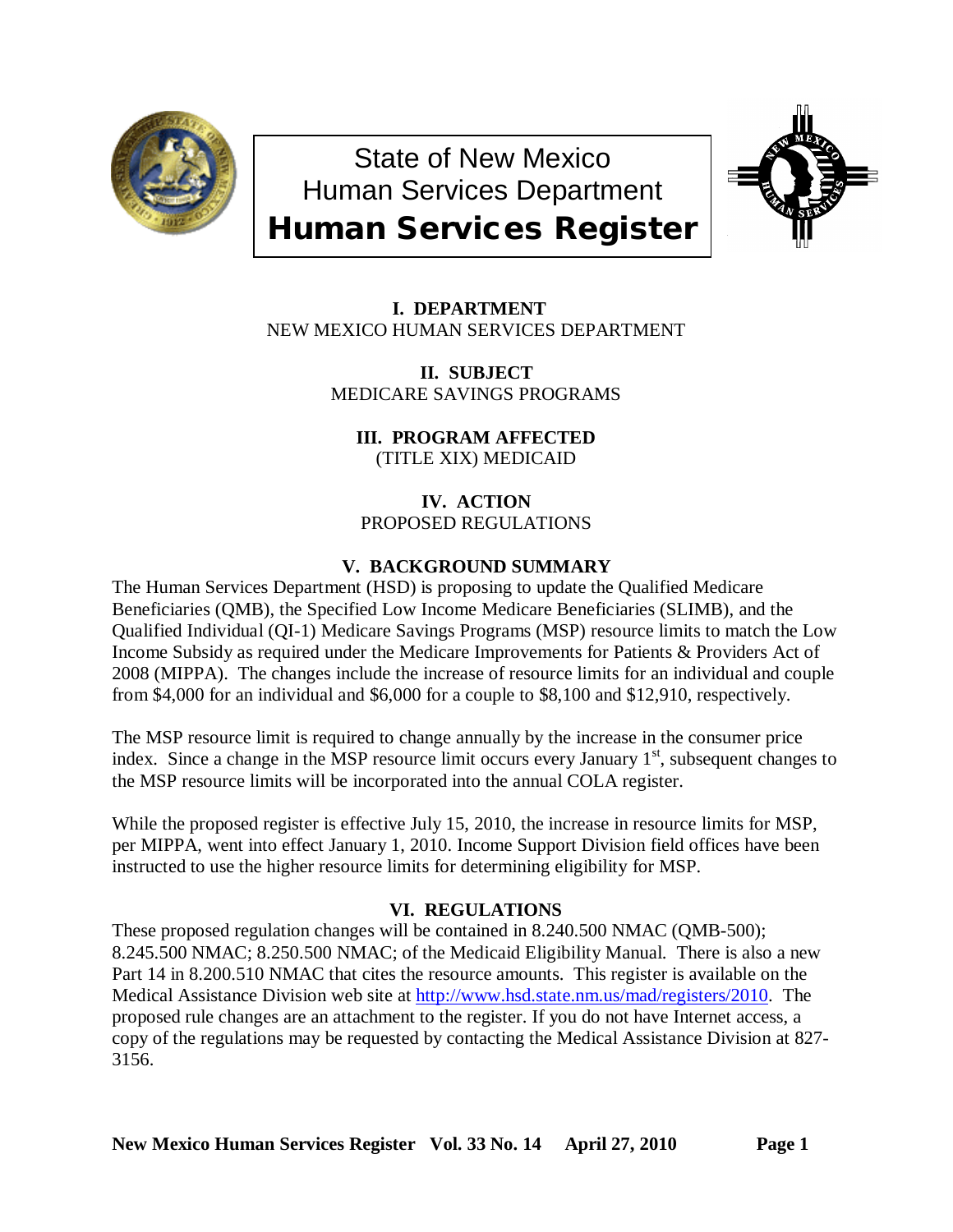# State of New Mexico
# Human Services Department
# Human Services Register

**I. DEPARTMENT**
NEW MEXICO HUMAN SERVICES DEPARTMENT

**II. SUBJECT**
MEDICARE SAVINGS PROGRAMS

**III. PROGRAM AFFECTED**
(TITLE XIX) MEDICAID

**IV. ACTION**
PROPOSED REGULATIONS

**V. BACKGROUND SUMMARY**

The Human Services Department (HSD) is proposing to update the Qualified Medicare Beneficiaries (QMB), the Specified Low Income Medicare Beneficiaries (SLIMB), and the Qualified Individual (QI-1) Medicare Savings Programs (MSP) resource limits to match the Low Income Subsidy as required under the Medicare Improvements for Patients & Providers Act of 2008 (MIPPA). The changes include the increase of resource limits for an individual and couple from $4,000 for an individual and $6,000 for a couple to $8,100 and $12,910, respectively.

The MSP resource limit is required to change annually by the increase in the consumer price index. Since a change in the MSP resource limit occurs every January 1st, subsequent changes to the MSP resource limits will be incorporated into the annual COLA register.

While the proposed register is effective July 15, 2010, the increase in resource limits for MSP, per MIPPA, went into effect January 1, 2010. Income Support Division field offices have been instructed to use the higher resource limits for determining eligibility for MSP.

**VI. REGULATIONS**

These proposed regulation changes will be contained in 8.240.500 NMAC (QMB-500); 8.245.500 NMAC; 8.250.500 NMAC; of the Medicaid Eligibility Manual. There is also a new Part 14 in 8.200.510 NMAC that cites the resource amounts. This register is available on the Medical Assistance Division web site at http://www.hsd.state.nm.us/mad/registers/2010. The proposed rule changes are an attachment to the register. If you do not have Internet access, a copy of the regulations may be requested by contacting the Medical Assistance Division at 827-3156.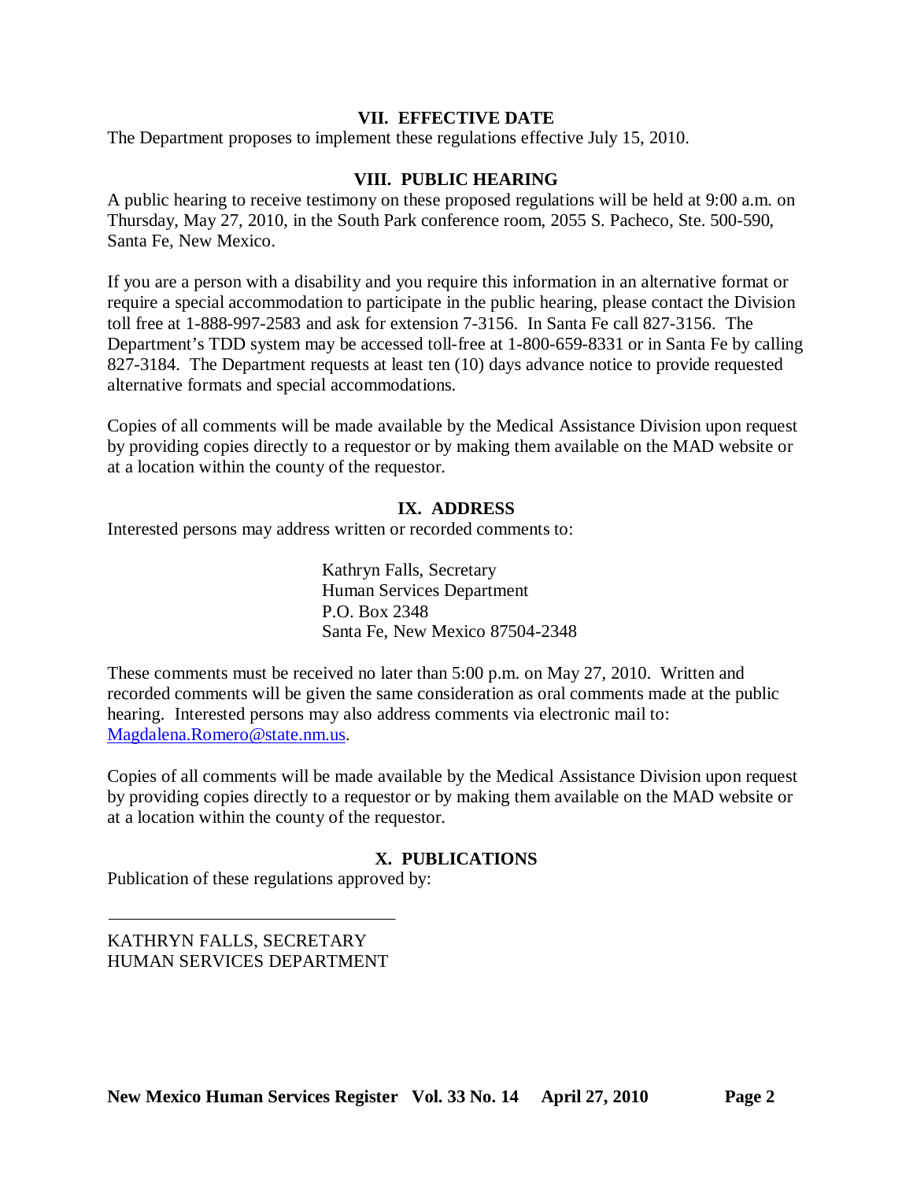## VII. EFFECTIVE DATE

The Department proposes to implement these regulations effective July 15, 2010.

## VIII. PUBLIC HEARING

A public hearing to receive testimony on these proposed regulations will be held at 9:00 a.m. on Thursday, May 27, 2010, in the South Park conference room, 2055 S. Pacheco, Ste. 500-590, Santa Fe, New Mexico.

If you are a person with a disability and you require this information in an alternative format or require a special accommodation to participate in the public hearing, please contact the Division toll free at 1-888-997-2583 and ask for extension 7-3156. In Santa Fe call 827-3156. The Department's TDD system may be accessed toll-free at 1-800-659-8331 or in Santa Fe by calling 827-3184. The Department requests at least ten (10) days advance notice to provide requested alternative formats and special accommodations.

Copies of all comments will be made available by the Medical Assistance Division upon request by providing copies directly to a requestor or by making them available on the MAD website or at a location within the county of the requestor.

## IX. ADDRESS

Interested persons may address written or recorded comments to:

Kathryn Falls, Secretary
Human Services Department
P.O. Box 2348
Santa Fe, New Mexico 87504-2348

These comments must be received no later than 5:00 p.m. on May 27, 2010. Written and recorded comments will be given the same consideration as oral comments made at the public hearing. Interested persons may also address comments via electronic mail to: Magdalena.Romero@state.nm.us.

Copies of all comments will be made available by the Medical Assistance Division upon request by providing copies directly to a requestor or by making them available on the MAD website or at a location within the county of the requestor.

## X. PUBLICATIONS

Publication of these regulations approved by:

\_\_\_\_\_\_\_\_\_\_\_\_\_\_\_\_\_\_\_\_\_\_\_\_\_\_\_\_\_\_\_\_

KATHRYN FALLS, SECRETARY
HUMAN SERVICES DEPARTMENT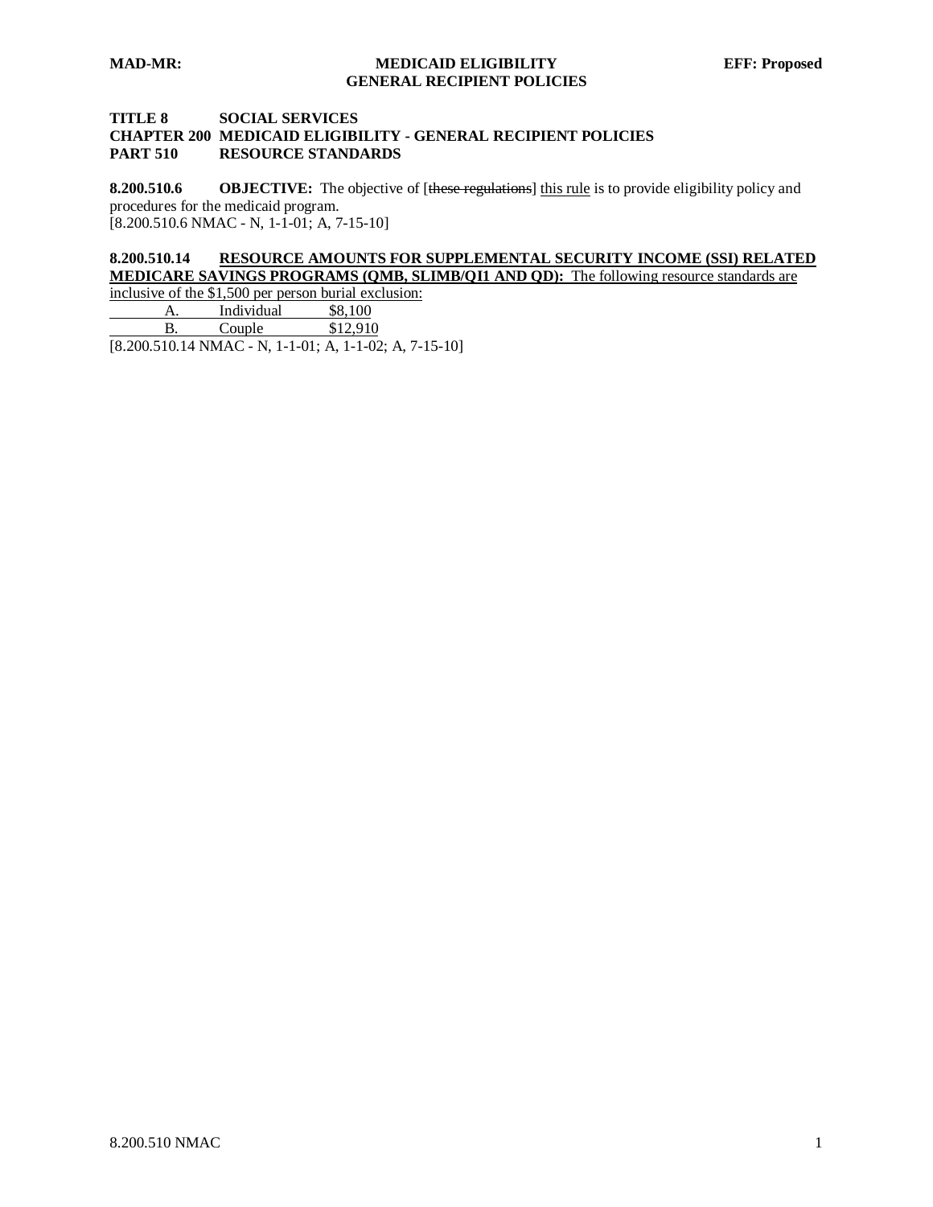**TITLE 8 SOCIAL SERVICES**
**CHAPTER 200 MEDICAID ELIGIBILITY - GENERAL RECIPIENT POLICIES**
**PART 510 RESOURCE STANDARDS**

**8.200.510.6 OBJECTIVE:** The objective of [~~these regulations~~] this rule is to provide eligibility policy and procedures for the medicaid program.
[8.200.510.6 NMAC - N, 1-1-01; A, 7-15-10]

**8.200.510.14 RESOURCE AMOUNTS FOR SUPPLEMENTAL SECURITY INCOME (SSI) RELATED MEDICARE SAVINGS PROGRAMS (QMB, SLIMB/QI1 AND QD):** The following resource standards are inclusive of the $1,500 per person burial exclusion:

A. Individual $8,100
B. Couple $12,910

[8.200.510.14 NMAC - N, 1-1-01; A, 1-1-02; A, 7-15-10]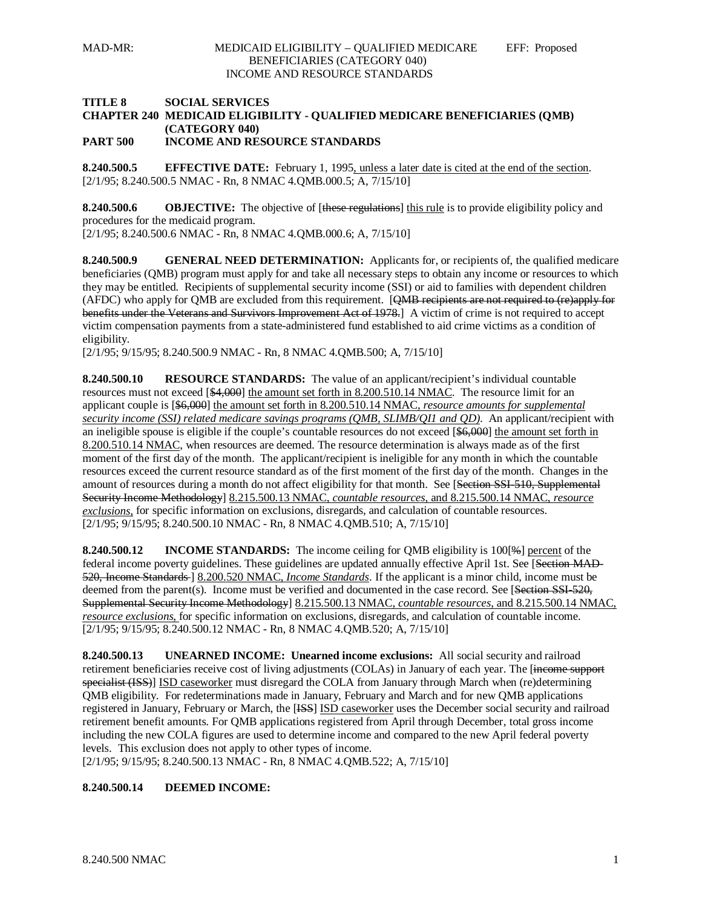**TITLE 8 SOCIAL SERVICES**
**CHAPTER 240 MEDICAID ELIGIBILITY - QUALIFIED MEDICARE BENEFICIARIES (QMB) (CATEGORY 040)**
**PART 500 INCOME AND RESOURCE STANDARDS**

**8.240.500.5 EFFECTIVE DATE:** February 1, 1995, unless a later date is cited at the end of the section.
[2/1/95; 8.240.500.5 NMAC - Rn, 8 NMAC 4.QMB.000.5; A, 7/15/10]

**8.240.500.6 OBJECTIVE:** The objective of [~~these regulations~~] this rule is to provide eligibility policy and procedures for the medicaid program.
[2/1/95; 8.240.500.6 NMAC - Rn, 8 NMAC 4.QMB.000.6; A, 7/15/10]

**8.240.500.9 GENERAL NEED DETERMINATION:** Applicants for, or recipients of, the qualified medicare beneficiaries (QMB) program must apply for and take all necessary steps to obtain any income or resources to which they may be entitled. Recipients of supplemental security income (SSI) or aid to families with dependent children (AFDC) who apply for QMB are excluded from this requirement. [~~QMB recipients are not required to (re)apply for benefits under the Veterans and Survivors Improvement Act of 1978.~~] A victim of crime is not required to accept victim compensation payments from a state-administered fund established to aid crime victims as a condition of eligibility.
[2/1/95; 9/15/95; 8.240.500.9 NMAC - Rn, 8 NMAC 4.QMB.500; A, 7/15/10]

**8.240.500.10 RESOURCE STANDARDS:** The value of an applicant/recipient's individual countable resources must not exceed [~~$4,000~~] the amount set forth in 8.200.510.14 NMAC. The resource limit for an applicant couple is [~~$6,000~~] the amount set forth in 8.200.510.14 NMAC, *resource amounts for supplemental security income (SSI) related medicare savings programs (QMB, SLIMB/QI1 and QD)*. An applicant/recipient with an ineligible spouse is eligible if the couple's countable resources do not exceed [~~$6,000~~] the amount set forth in 8.200.510.14 NMAC, when resources are deemed. The resource determination is always made as of the first moment of the first day of the month. The applicant/recipient is ineligible for any month in which the countable resources exceed the current resource standard as of the first moment of the first day of the month. Changes in the amount of resources during a month do not affect eligibility for that month. See [~~Section SSI-510, Supplemental Security Income Methodology~~] 8.215.500.13 NMAC, *countable resources*, and 8.215.500.14 NMAC, *resource exclusions*, for specific information on exclusions, disregards, and calculation of countable resources.
[2/1/95; 9/15/95; 8.240.500.10 NMAC - Rn, 8 NMAC 4.QMB.510; A, 7/15/10]

**8.240.500.12 INCOME STANDARDS:** The income ceiling for QMB eligibility is 100[~~%~~] percent of the federal income poverty guidelines. These guidelines are updated annually effective April 1st. See [~~Section MAD-520, Income Standards~~ ] 8.200.520 NMAC, *Income Standards*. If the applicant is a minor child, income must be deemed from the parent(s). Income must be verified and documented in the case record. See [~~Section SSI-520, Supplemental Security Income Methodology~~] 8.215.500.13 NMAC, *countable resources*, and 8.215.500.14 NMAC, *resource exclusions*, for specific information on exclusions, disregards, and calculation of countable income.
[2/1/95; 9/15/95; 8.240.500.12 NMAC - Rn, 8 NMAC 4.QMB.520; A, 7/15/10]

**8.240.500.13 UNEARNED INCOME: Unearned income exclusions:** All social security and railroad retirement beneficiaries receive cost of living adjustments (COLAs) in January of each year. The [~~income support specialist (ISS)~~] ISD caseworker must disregard the COLA from January through March when (re)determining QMB eligibility. For redeterminations made in January, February and March and for new QMB applications registered in January, February or March, the [~~ISS~~] ISD caseworker uses the December social security and railroad retirement benefit amounts. For QMB applications registered from April through December, total gross income including the new COLA figures are used to determine income and compared to the new April federal poverty levels. This exclusion does not apply to other types of income.
[2/1/95; 9/15/95; 8.240.500.13 NMAC - Rn, 8 NMAC 4.QMB.522; A, 7/15/10]

**8.240.500.14 DEEMED INCOME:**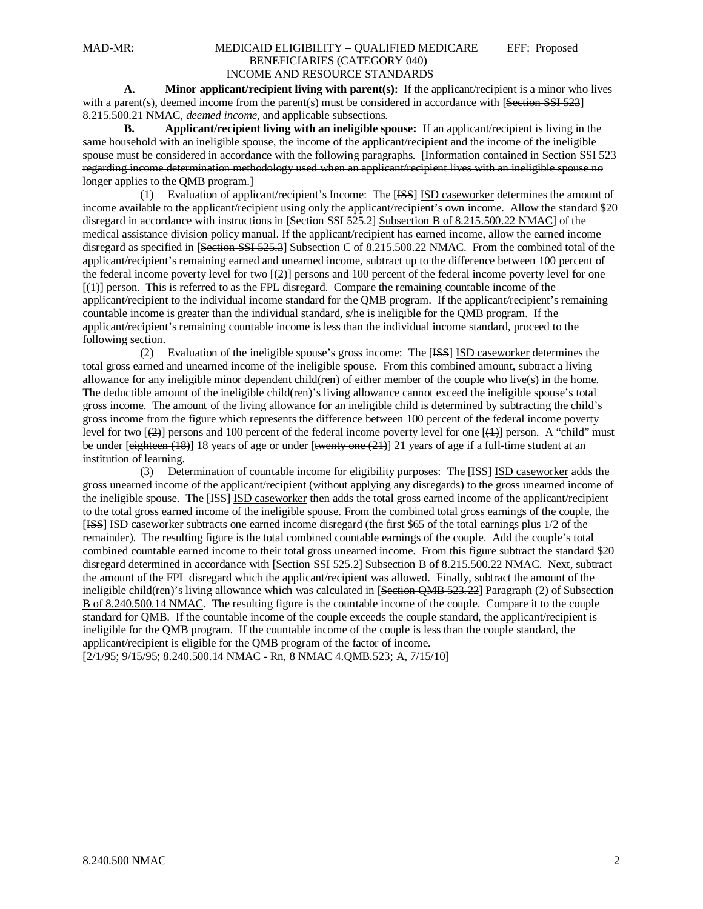**A. Minor applicant/recipient living with parent(s):** If the applicant/recipient is a minor who lives with a parent(s), deemed income from the parent(s) must be considered in accordance with [~~Section SSI 523~~] 8.215.500.21 NMAC, *deemed income*, and applicable subsections.

**B. Applicant/recipient living with an ineligible spouse:** If an applicant/recipient is living in the same household with an ineligible spouse, the income of the applicant/recipient and the income of the ineligible spouse must be considered in accordance with the following paragraphs. [~~Information contained in Section SSI 523 regarding income determination methodology used when an applicant/recipient lives with an ineligible spouse no longer applies to the QMB program.~~]

(1) Evaluation of applicant/recipient's Income: The [~~ISS~~] ISD caseworker determines the amount of income available to the applicant/recipient using only the applicant/recipient's own income. Allow the standard $20 disregard in accordance with instructions in [~~Section SSI 525.2~~] Subsection B of 8.215.500.22 NMAC] of the medical assistance division policy manual. If the applicant/recipient has earned income, allow the earned income disregard as specified in [~~Section SSI 525.3~~] Subsection C of 8.215.500.22 NMAC. From the combined total of the applicant/recipient's remaining earned and unearned income, subtract up to the difference between 100 percent of the federal income poverty level for two [~~(2)~~] persons and 100 percent of the federal income poverty level for one [~~(1)~~] person. This is referred to as the FPL disregard. Compare the remaining countable income of the applicant/recipient to the individual income standard for the QMB program. If the applicant/recipient's remaining countable income is greater than the individual standard, s/he is ineligible for the QMB program. If the applicant/recipient's remaining countable income is less than the individual income standard, proceed to the following section.

(2) Evaluation of the ineligible spouse's gross income: The [~~ISS~~] ISD caseworker determines the total gross earned and unearned income of the ineligible spouse. From this combined amount, subtract a living allowance for any ineligible minor dependent child(ren) of either member of the couple who live(s) in the home. The deductible amount of the ineligible child(ren)'s living allowance cannot exceed the ineligible spouse's total gross income. The amount of the living allowance for an ineligible child is determined by subtracting the child's gross income from the figure which represents the difference between 100 percent of the federal income poverty level for two [~~(2)~~] persons and 100 percent of the federal income poverty level for one [~~(1)~~] person. A "child" must be under [~~eighteen (18)~~] 18 years of age or under [~~twenty one (21)~~] 21 years of age if a full-time student at an institution of learning.

(3) Determination of countable income for eligibility purposes: The [~~ISS~~] ISD caseworker adds the gross unearned income of the applicant/recipient (without applying any disregards) to the gross unearned income of the ineligible spouse. The [~~ISS~~] ISD caseworker then adds the total gross earned income of the applicant/recipient to the total gross earned income of the ineligible spouse. From the combined total gross earnings of the couple, the [~~ISS~~] ISD caseworker subtracts one earned income disregard (the first $65 of the total earnings plus 1/2 of the remainder). The resulting figure is the total combined countable earnings of the couple. Add the couple's total combined countable earned income to their total gross unearned income. From this figure subtract the standard $20 disregard determined in accordance with [~~Section SSI 525.2~~] Subsection B of 8.215.500.22 NMAC. Next, subtract the amount of the FPL disregard which the applicant/recipient was allowed. Finally, subtract the amount of the ineligible child(ren)'s living allowance which was calculated in [~~Section QMB 523.22~~] Paragraph (2) of Subsection B of 8.240.500.14 NMAC. The resulting figure is the countable income of the couple. Compare it to the couple standard for QMB. If the countable income of the couple exceeds the couple standard, the applicant/recipient is ineligible for the QMB program. If the countable income of the couple is less than the couple standard, the applicant/recipient is eligible for the QMB program of the factor of income.

[2/1/95; 9/15/95; 8.240.500.14 NMAC - Rn, 8 NMAC 4.QMB.523; A, 7/15/10]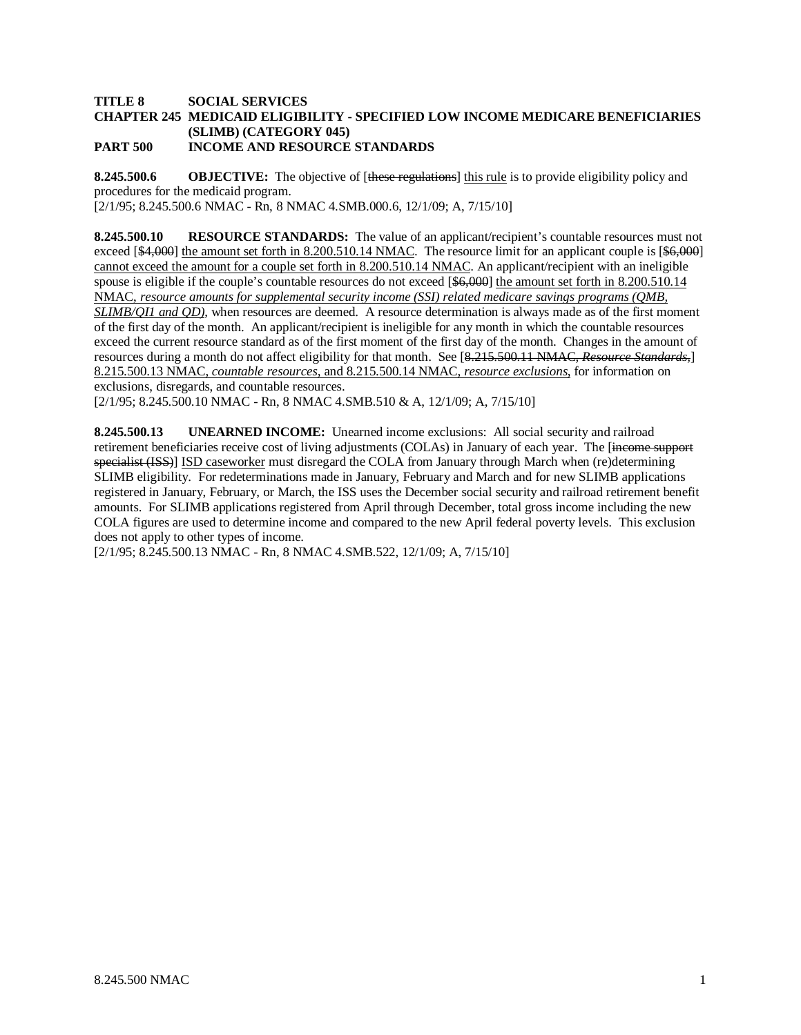**TITLE 8 SOCIAL SERVICES**
**CHAPTER 245 MEDICAID ELIGIBILITY - SPECIFIED LOW INCOME MEDICARE BENEFICIARIES (SLIMB) (CATEGORY 045)**
**PART 500 INCOME AND RESOURCE STANDARDS**

**8.245.500.6 OBJECTIVE:** The objective of [~~these regulations~~] <u>this rule</u> is to provide eligibility policy and procedures for the medicaid program.
[2/1/95; 8.245.500.6 NMAC - Rn, 8 NMAC 4.SMB.000.6, 12/1/09; A, 7/15/10]

**8.245.500.10 RESOURCE STANDARDS:** The value of an applicant/recipient's countable resources must not exceed [~~$4,000~~] <u>the amount set forth in 8.200.510.14 NMAC</u>. The resource limit for an applicant couple is [~~$6,000~~] <u>cannot exceed the amount for a couple set forth in 8.200.510.14 NMAC</u>. An applicant/recipient with an ineligible spouse is eligible if the couple's countable resources do not exceed [~~$6,000~~] <u>the amount set forth in 8.200.510.14 NMAC, *resource amounts for supplemental security income (SSI) related medicare savings programs (QMB, SLIMB/QI1 and QD)*</u>, when resources are deemed. A resource determination is always made as of the first moment of the first day of the month. An applicant/recipient is ineligible for any month in which the countable resources exceed the current resource standard as of the first moment of the first day of the month. Changes in the amount of resources during a month do not affect eligibility for that month. See [~~8.215.500.11 NMAC, *Resource Standards,*~~] <u>8.215.500.13 NMAC, *countable resources*, and 8.215.500.14 NMAC, *resource exclusions*</u>, for information on exclusions, disregards, and countable resources.
[2/1/95; 8.245.500.10 NMAC - Rn, 8 NMAC 4.SMB.510 & A, 12/1/09; A, 7/15/10]

**8.245.500.13 UNEARNED INCOME:** Unearned income exclusions: All social security and railroad retirement beneficiaries receive cost of living adjustments (COLAs) in January of each year. The [~~income support specialist (ISS)~~] <u>ISD caseworker</u> must disregard the COLA from January through March when (re)determining SLIMB eligibility. For redeterminations made in January, February and March and for new SLIMB applications registered in January, February, or March, the ISS uses the December social security and railroad retirement benefit amounts. For SLIMB applications registered from April through December, total gross income including the new COLA figures are used to determine income and compared to the new April federal poverty levels. This exclusion does not apply to other types of income.
[2/1/95; 8.245.500.13 NMAC - Rn, 8 NMAC 4.SMB.522, 12/1/09; A, 7/15/10]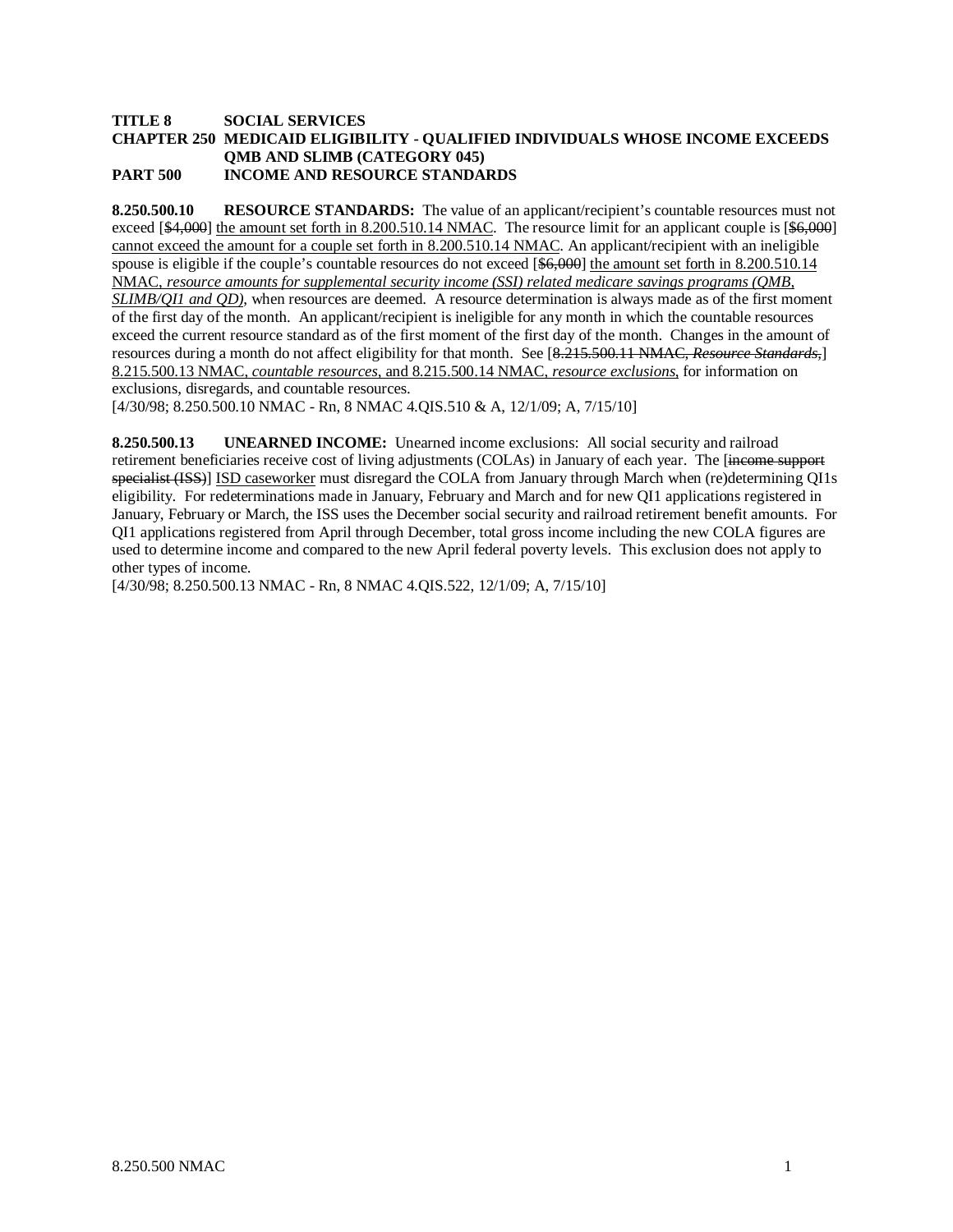**TITLE 8 SOCIAL SERVICES**
**CHAPTER 250 MEDICAID ELIGIBILITY - QUALIFIED INDIVIDUALS WHOSE INCOME EXCEEDS QMB AND SLIMB (CATEGORY 045)**
**PART 500 INCOME AND RESOURCE STANDARDS**

**8.250.500.10 RESOURCE STANDARDS:** The value of an applicant/recipient's countable resources must not exceed [~~$4,000~~] <u>the amount set forth in 8.200.510.14 NMAC</u>. The resource limit for an applicant couple is [~~$6,000~~] <u>cannot exceed the amount for a couple set forth in 8.200.510.14 NMAC</u>. An applicant/recipient with an ineligible spouse is eligible if the couple's countable resources do not exceed [~~$6,000~~] <u>the amount set forth in 8.200.510.14 NMAC, *resource amounts for supplemental security income (SSI) related medicare savings programs (QMB, SLIMB/QI1 and QD)*</u>, when resources are deemed. A resource determination is always made as of the first moment of the first day of the month. An applicant/recipient is ineligible for any month in which the countable resources exceed the current resource standard as of the first moment of the first day of the month. Changes in the amount of resources during a month do not affect eligibility for that month. See [~~8.215.500.11 NMAC, *Resource Standards*,~~] <u>8.215.500.13 NMAC, *countable resources*, and 8.215.500.14 NMAC, *resource exclusions*</u>, for information on exclusions, disregards, and countable resources.
[4/30/98; 8.250.500.10 NMAC - Rn, 8 NMAC 4.QIS.510 & A, 12/1/09; A, 7/15/10]

**8.250.500.13 UNEARNED INCOME:** Unearned income exclusions: All social security and railroad retirement beneficiaries receive cost of living adjustments (COLAs) in January of each year. The [~~income support specialist (ISS)~~] <u>ISD caseworker</u> must disregard the COLA from January through March when (re)determining QI1s eligibility. For redeterminations made in January, February and March and for new QI1 applications registered in January, February or March, the ISS uses the December social security and railroad retirement benefit amounts. For QI1 applications registered from April through December, total gross income including the new COLA figures are used to determine income and compared to the new April federal poverty levels. This exclusion does not apply to other types of income.
[4/30/98; 8.250.500.13 NMAC - Rn, 8 NMAC 4.QIS.522, 12/1/09; A, 7/15/10]